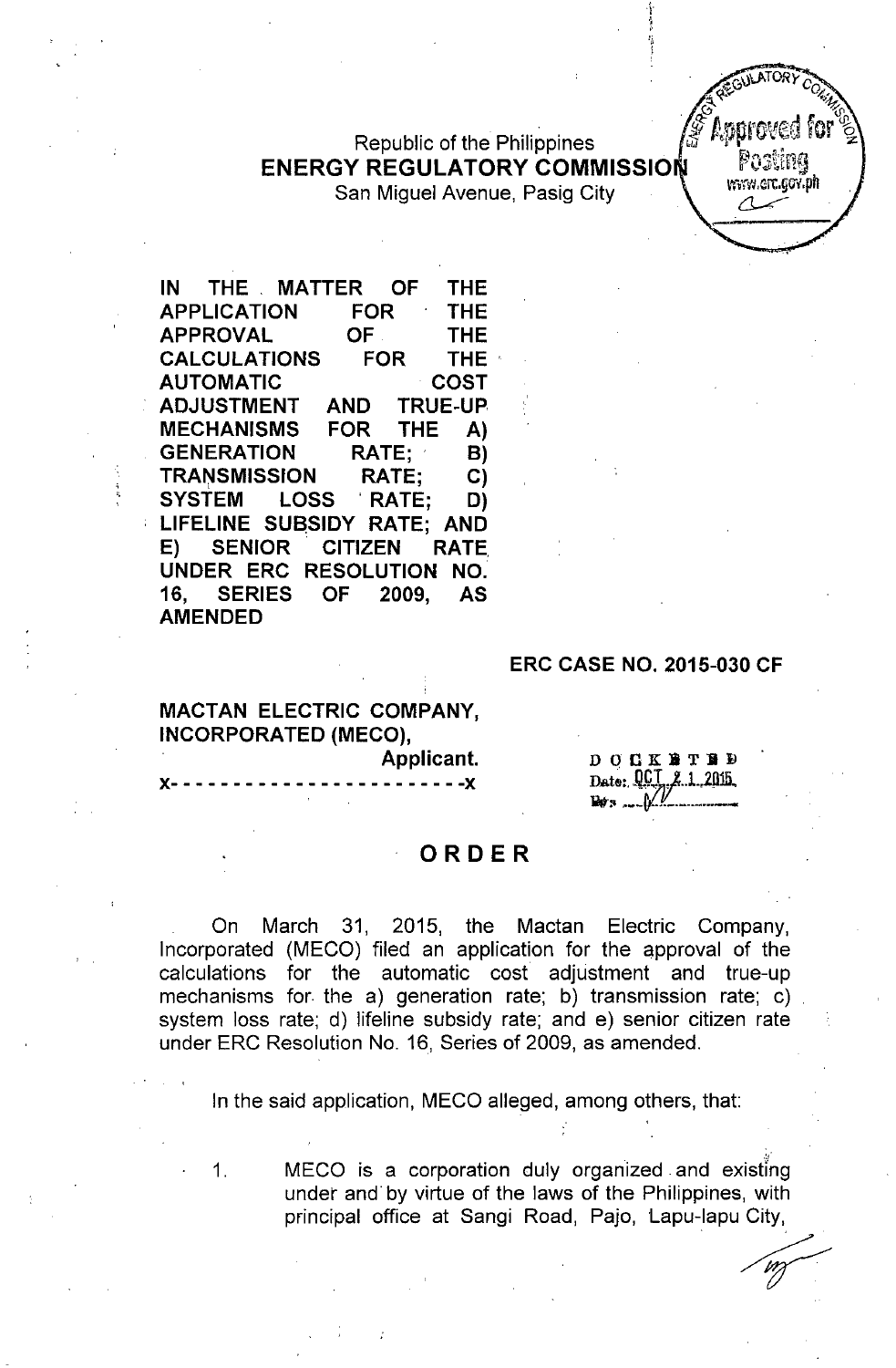Republic of the Philippines
**ENERGY REGULATORY COMMISSION**
San Miguel Avenue, Pasig City

**IN THE MATTER OF THE APPLICATION FOR THE APPROVAL OF THE CALCULATIONS FOR THE AUTOMATIC COST ADJUSTMENT AND TRUE-UP MECHANISMS FOR THE A) GENERATION RATE; B) TRANSMISSION RATE; C) SYSTEM LOSS RATE; D) LIFELINE SUBSIDY RATE; AND E) SENIOR CITIZEN RATE UNDER ERC RESOLUTION NO. 16, SERIES OF 2009, AS AMENDED**

**ERC CASE NO. 2015-030 CF**

**MACTAN ELECTRIC COMPANY, INCORPORATED (MECO),**
**Applicant.**
x- - - - - - - - - - - - - - - - - - - - - - -x

DOCKETED
Date: OCT 21 2015
By: ___

# ORDER

On March 31, 2015, the Mactan Electric Company, Incorporated (MECO) filed an application for the approval of the calculations for the automatic cost adjustment and true-up mechanisms for the a) generation rate; b) transmission rate; c) system loss rate; d) lifeline subsidy rate; and e) senior citizen rate under ERC Resolution No. 16, Series of 2009, as amended.

In the said application, MECO alleged, among others, that:

1. MECO is a corporation duly organized and existing under and by virtue of the laws of the Philippines, with principal office at Sangi Road, Pajo, Lapu-lapu City,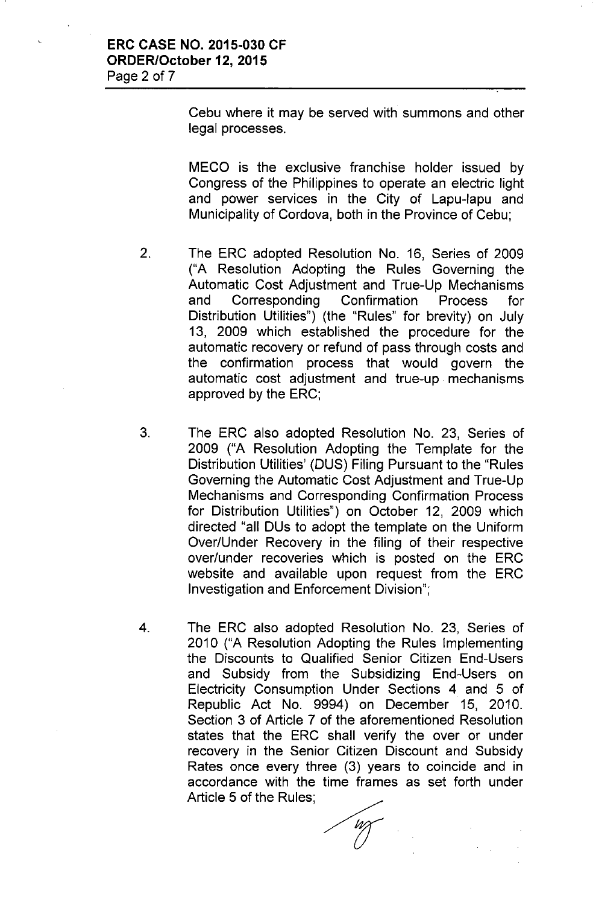Cebu where it may be served with summons and other legal processes.

MECO is the exclusive franchise holder issued by Congress of the Philippines to operate an electric light and power services in the City of Lapu-lapu and Municipality of Cordova, both in the Province of Cebu;

2. The ERC adopted Resolution No. 16, Series of 2009 ("A Resolution Adopting the Rules Governing the Automatic Cost Adjustment and True-Up Mechanisms and Corresponding Confirmation Process for Distribution Utilities") (the "Rules" for brevity) on July 13, 2009 which established the procedure for the automatic recovery or refund of pass through costs and the confirmation process that would govern the automatic cost adjustment and true-up mechanisms approved by the ERC;

3. The ERC also adopted Resolution No. 23, Series of 2009 ("A Resolution Adopting the Template for the Distribution Utilities' (DUS) Filing Pursuant to the "Rules Governing the Automatic Cost Adjustment and True-Up Mechanisms and Corresponding Confirmation Process for Distribution Utilities") on October 12, 2009 which directed "all DUs to adopt the template on the Uniform Over/Under Recovery in the filing of their respective over/under recoveries which is posted on the ERC website and available upon request from the ERC Investigation and Enforcement Division";

4. The ERC also adopted Resolution No. 23, Series of 2010 ("A Resolution Adopting the Rules Implementing the Discounts to Qualified Senior Citizen End-Users and Subsidy from the Subsidizing End-Users on Electricity Consumption Under Sections 4 and 5 of Republic Act No. 9994) on December 15, 2010. Section 3 of Article 7 of the aforementioned Resolution states that the ERC shall verify the over or under recovery in the Senior Citizen Discount and Subsidy Rates once every three (3) years to coincide and in accordance with the time frames as set forth under Article 5 of the Rules;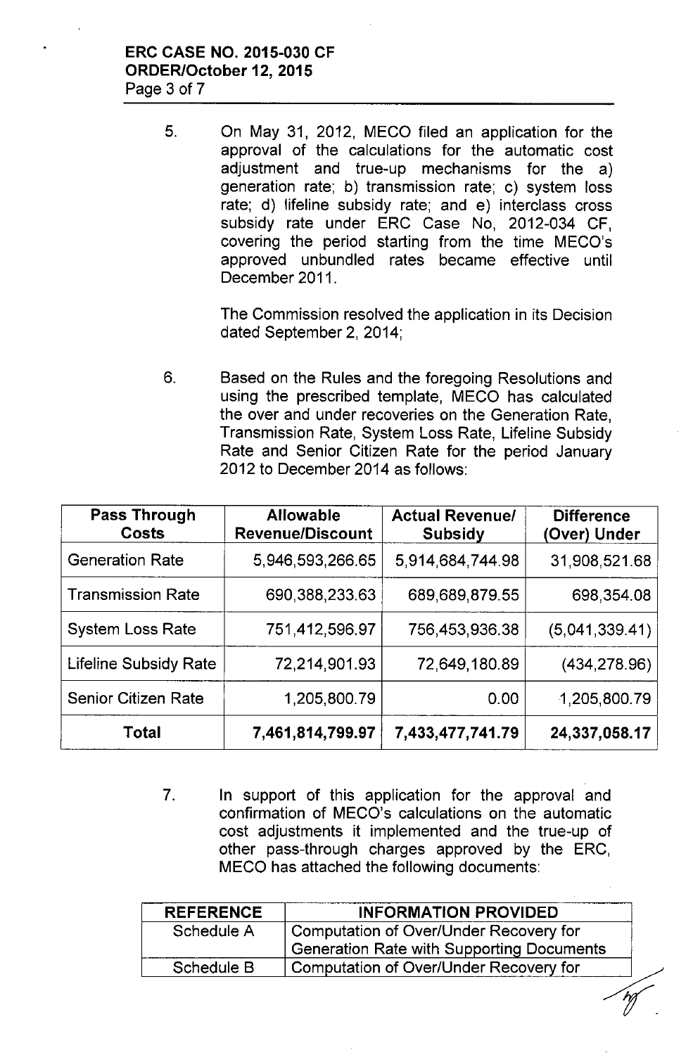5. On May 31, 2012, MECO filed an application for the approval of the calculations for the automatic cost adjustment and true-up mechanisms for the a) generation rate; b) transmission rate; c) system loss rate; d) lifeline subsidy rate; and e) interclass cross subsidy rate under ERC Case No, 2012-034 CF, covering the period starting from the time MECO's approved unbundled rates became effective until December 2011.

   The Commission resolved the application in its Decision dated September 2, 2014;

6. Based on the Rules and the foregoing Resolutions and using the prescribed template, MECO has calculated the over and under recoveries on the Generation Rate, Transmission Rate, System Loss Rate, Lifeline Subsidy Rate and Senior Citizen Rate for the period January 2012 to December 2014 as follows:

| Pass Through Costs | Allowable Revenue/Discount | Actual Revenue/ Subsidy | Difference (Over) Under |
|---|---|---|---|
| Generation Rate | 5,946,593,266.65 | 5,914,684,744.98 | 31,908,521.68 |
| Transmission Rate | 690,388,233.63 | 689,689,879.55 | 698,354.08 |
| System Loss Rate | 751,412,596.97 | 756,453,936.38 | (5,041,339.41) |
| Lifeline Subsidy Rate | 72,214,901.93 | 72,649,180.89 | (434,278.96) |
| Senior Citizen Rate | 1,205,800.79 | 0.00 | 1,205,800.79 |
| **Total** | **7,461,814,799.97** | **7,433,477,741.79** | **24,337,058.17** |

7. In support of this application for the approval and confirmation of MECO's calculations on the automatic cost adjustments it implemented and the true-up of other pass-through charges approved by the ERC, MECO has attached the following documents:

| REFERENCE | INFORMATION PROVIDED |
|---|---|
| Schedule A | Computation of Over/Under Recovery for Generation Rate with Supporting Documents |
| Schedule B | Computation of Over/Under Recovery for |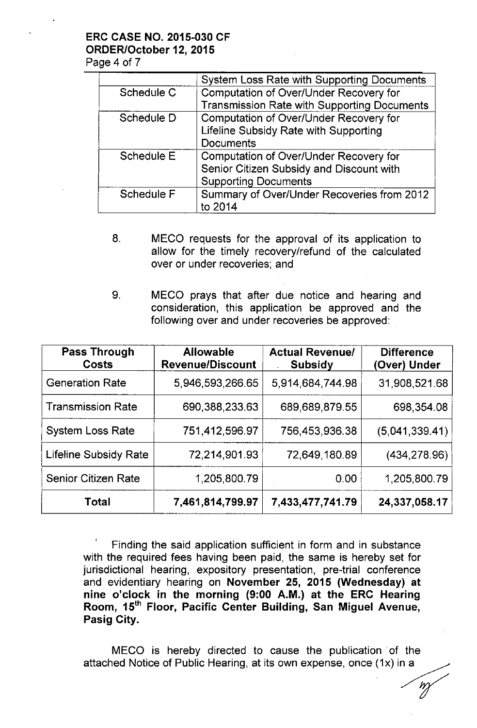| | System Loss Rate with Supporting Documents |
|---|---|
| Schedule C | Computation of Over/Under Recovery for Transmission Rate with Supporting Documents |
| Schedule D | Computation of Over/Under Recovery for Lifeline Subsidy Rate with Supporting Documents |
| Schedule E | Computation of Over/Under Recovery for Senior Citizen Subsidy and Discount with Supporting Documents |
| Schedule F | Summary of Over/Under Recoveries from 2012 to 2014 |

8. MECO requests for the approval of its application to allow for the timely recovery/refund of the calculated over or under recoveries; and

9. MECO prays that after due notice and hearing and consideration, this application be approved and the following over and under recoveries be approved:

| Pass Through Costs | Allowable Revenue/Discount | Actual Revenue/ Subsidy | Difference (Over) Under |
|---|---|---|---|
| Generation Rate | 5,946,593,266.65 | 5,914,684,744.98 | 31,908,521.68 |
| Transmission Rate | 690,388,233.63 | 689,689,879.55 | 698,354.08 |
| System Loss Rate | 751,412,596.97 | 756,453,936.38 | (5,041,339.41) |
| Lifeline Subsidy Rate | 72,214,901.93 | 72,649,180.89 | (434,278.96) |
| Senior Citizen Rate | 1,205,800.79 | 0.00 | 1,205,800.79 |
| **Total** | **7,461,814,799.97** | **7,433,477,741.79** | **24,337,058.17** |

Finding the said application sufficient in form and in substance with the required fees having been paid, the same is hereby set for jurisdictional hearing, expository presentation, pre-trial conference and evidentiary hearing on **November 25, 2015 (Wednesday) at nine o'clock in the morning (9:00 A.M.) at the ERC Hearing Room, 15th Floor, Pacific Center Building, San Miguel Avenue, Pasig City.**

MECO is hereby directed to cause the publication of the attached Notice of Public Hearing, at its own expense, once (1x) in a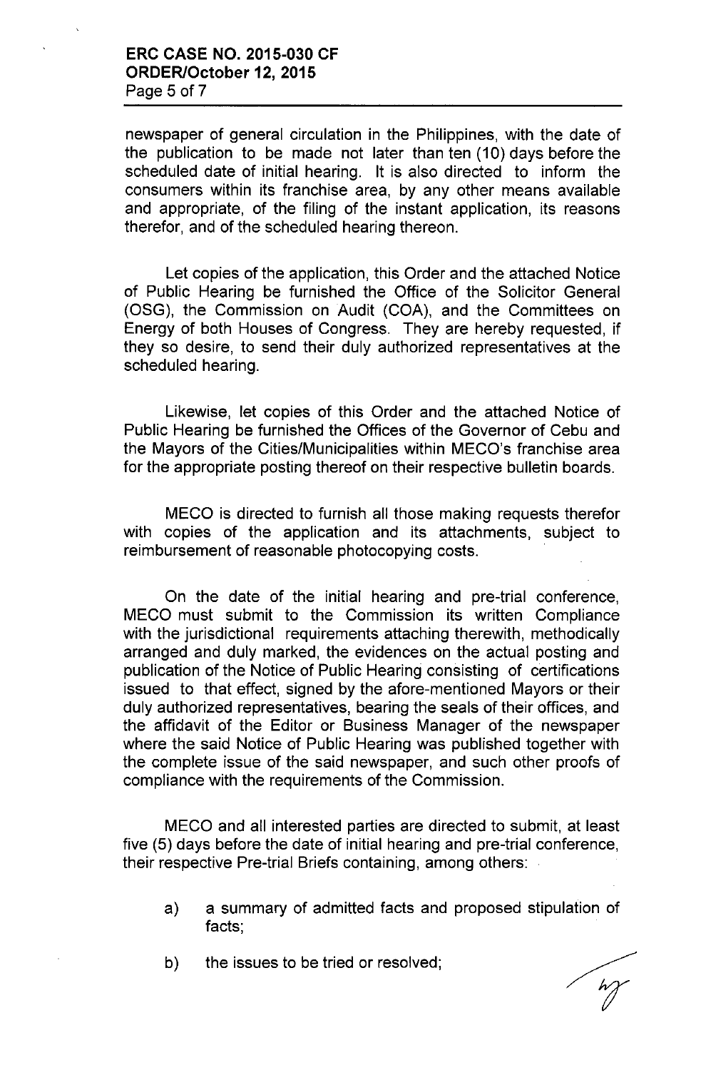newspaper of general circulation in the Philippines, with the date of the publication to be made not later than ten (10) days before the scheduled date of initial hearing. It is also directed to inform the consumers within its franchise area, by any other means available and appropriate, of the filing of the instant application, its reasons therefor, and of the scheduled hearing thereon.

Let copies of the application, this Order and the attached Notice of Public Hearing be furnished the Office of the Solicitor General (OSG), the Commission on Audit (COA), and the Committees on Energy of both Houses of Congress. They are hereby requested, if they so desire, to send their duly authorized representatives at the scheduled hearing.

Likewise, let copies of this Order and the attached Notice of Public Hearing be furnished the Offices of the Governor of Cebu and the Mayors of the Cities/Municipalities within MECO's franchise area for the appropriate posting thereof on their respective bulletin boards.

MECO is directed to furnish all those making requests therefor with copies of the application and its attachments, subject to reimbursement of reasonable photocopying costs.

On the date of the initial hearing and pre-trial conference, MECO must submit to the Commission its written Compliance with the jurisdictional requirements attaching therewith, methodically arranged and duly marked, the evidences on the actual posting and publication of the Notice of Public Hearing consisting of certifications issued to that effect, signed by the afore-mentioned Mayors or their duly authorized representatives, bearing the seals of their offices, and the affidavit of the Editor or Business Manager of the newspaper where the said Notice of Public Hearing was published together with the complete issue of the said newspaper, and such other proofs of compliance with the requirements of the Commission.

MECO and all interested parties are directed to submit, at least five (5) days before the date of initial hearing and pre-trial conference, their respective Pre-trial Briefs containing, among others:

a) a summary of admitted facts and proposed stipulation of facts;

b) the issues to be tried or resolved;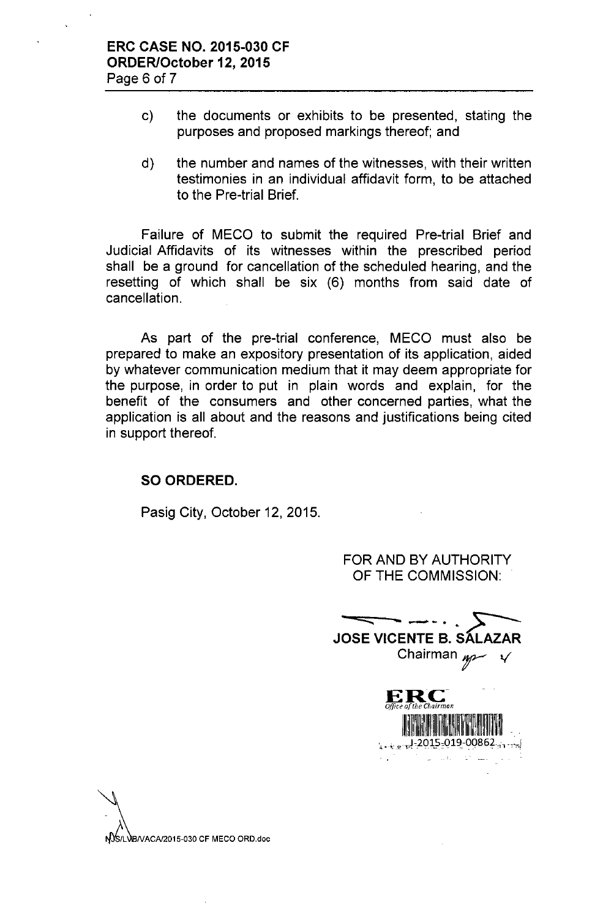c) the documents or exhibits to be presented, stating the purposes and proposed markings thereof; and

d) the number and names of the witnesses, with their written testimonies in an individual affidavit form, to be attached to the Pre-trial Brief.

Failure of MECO to submit the required Pre-trial Brief and Judicial Affidavits of its witnesses within the prescribed period shall be a ground for cancellation of the scheduled hearing, and the resetting of which shall be six (6) months from said date of cancellation.

As part of the pre-trial conference, MECO must also be prepared to make an expository presentation of its application, aided by whatever communication medium that it may deem appropriate for the purpose, in order to put in plain words and explain, for the benefit of the consumers and other concerned parties, what the application is all about and the reasons and justifications being cited in support thereof.

**SO ORDERED.**

Pasig City, October 12, 2015.

FOR AND BY AUTHORITY OF THE COMMISSION:

**JOSE VICENTE B. SALAZAR**
Chairman

ERC
Office of the Chairman
J-2015-019-00862

NJS/LVB/VACA/2015-030 CF MECO ORD.doc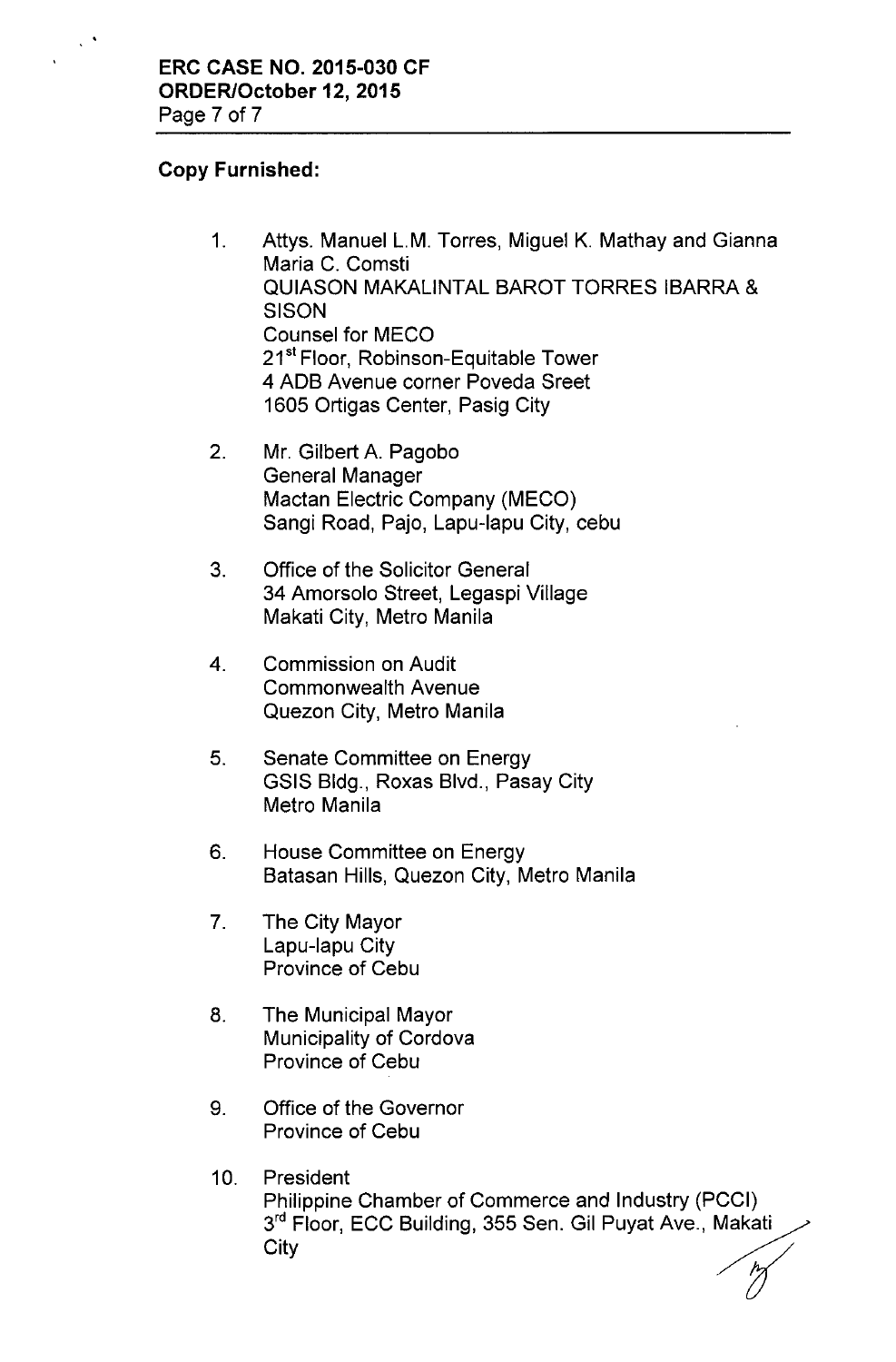**Copy Furnished:**

1. Attys. Manuel L.M. Torres, Miguel K. Mathay and Gianna Maria C. Comsti
   QUIASON MAKALINTAL BAROT TORRES IBARRA & SISON
   Counsel for MECO
   21st Floor, Robinson-Equitable Tower
   4 ADB Avenue corner Poveda Sreet
   1605 Ortigas Center, Pasig City

2. Mr. Gilbert A. Pagobo
   General Manager
   Mactan Electric Company (MECO)
   Sangi Road, Pajo, Lapu-lapu City, cebu

3. Office of the Solicitor General
   34 Amorsolo Street, Legaspi Village
   Makati City, Metro Manila

4. Commission on Audit
   Commonwealth Avenue
   Quezon City, Metro Manila

5. Senate Committee on Energy
   GSIS Bldg., Roxas Blvd., Pasay City
   Metro Manila

6. House Committee on Energy
   Batasan Hills, Quezon City, Metro Manila

7. The City Mayor
   Lapu-lapu City
   Province of Cebu

8. The Municipal Mayor
   Municipality of Cordova
   Province of Cebu

9. Office of the Governor
   Province of Cebu

10. President
    Philippine Chamber of Commerce and Industry (PCCI)
    3rd Floor, ECC Building, 355 Sen. Gil Puyat Ave., Makati City